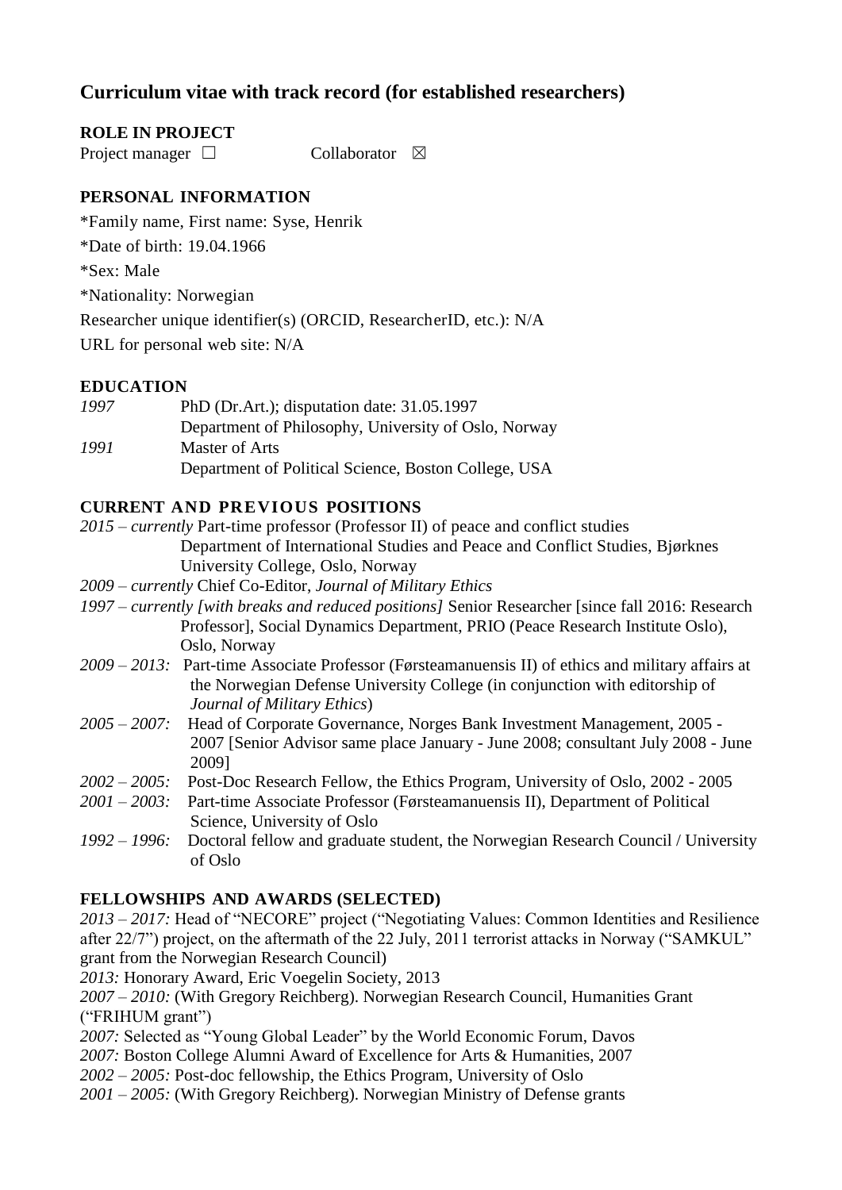# Curriculum vitae with track record (for established researchers)

## ROLE IN PROJECT

Project manager ☐ Collaborator ☒

## PERSONAL INFORMATION

*Family name, First name: Syse, Henrik

*Date of birth: 19.04.1966

*Sex: Male

*Nationality: Norwegian

Researcher unique identifier(s) (ORCID, ResearcherID, etc.): N/A

URL for personal web site: N/A

## EDUCATION

*1997* PhD (Dr.Art.); disputation date: 31.05.1997
Department of Philosophy, University of Oslo, Norway

*1991* Master of Arts
Department of Political Science, Boston College, USA

## CURRENT AND PREVIOUS POSITIONS

*2015 – currently* Part-time professor (Professor II) of peace and conflict studies
Department of International Studies and Peace and Conflict Studies, Bjørknes University College, Oslo, Norway

*2009 – currently* Chief Co-Editor, *Journal of Military Ethics*

*1997 – currently [with breaks and reduced positions]* Senior Researcher [since fall 2016: Research Professor], Social Dynamics Department, PRIO (Peace Research Institute Oslo), Oslo, Norway

*2009 – 2013:* Part-time Associate Professor (Førsteamanuensis II) of ethics and military affairs at the Norwegian Defense University College (in conjunction with editorship of *Journal of Military Ethics*)

*2005 – 2007:* Head of Corporate Governance, Norges Bank Investment Management, 2005 - 2007 [Senior Advisor same place January - June 2008; consultant July 2008 - June 2009]

*2002 – 2005:* Post-Doc Research Fellow, the Ethics Program, University of Oslo, 2002 - 2005

*2001 – 2003:* Part-time Associate Professor (Førsteamanuensis II), Department of Political Science, University of Oslo

*1992 – 1996:* Doctoral fellow and graduate student, the Norwegian Research Council / University of Oslo

## FELLOWSHIPS AND AWARDS (SELECTED)

*2013 – 2017:* Head of "NECORE" project ("Negotiating Values: Common Identities and Resilience after 22/7") project, on the aftermath of the 22 July, 2011 terrorist attacks in Norway ("SAMKUL" grant from the Norwegian Research Council)

*2013:* Honorary Award, Eric Voegelin Society, 2013

*2007 – 2010:* (With Gregory Reichberg). Norwegian Research Council, Humanities Grant ("FRIHUM grant")

*2007:* Selected as "Young Global Leader" by the World Economic Forum, Davos

*2007:* Boston College Alumni Award of Excellence for Arts & Humanities, 2007

*2002 – 2005:* Post-doc fellowship, the Ethics Program, University of Oslo

*2001 – 2005:* (With Gregory Reichberg). Norwegian Ministry of Defense grants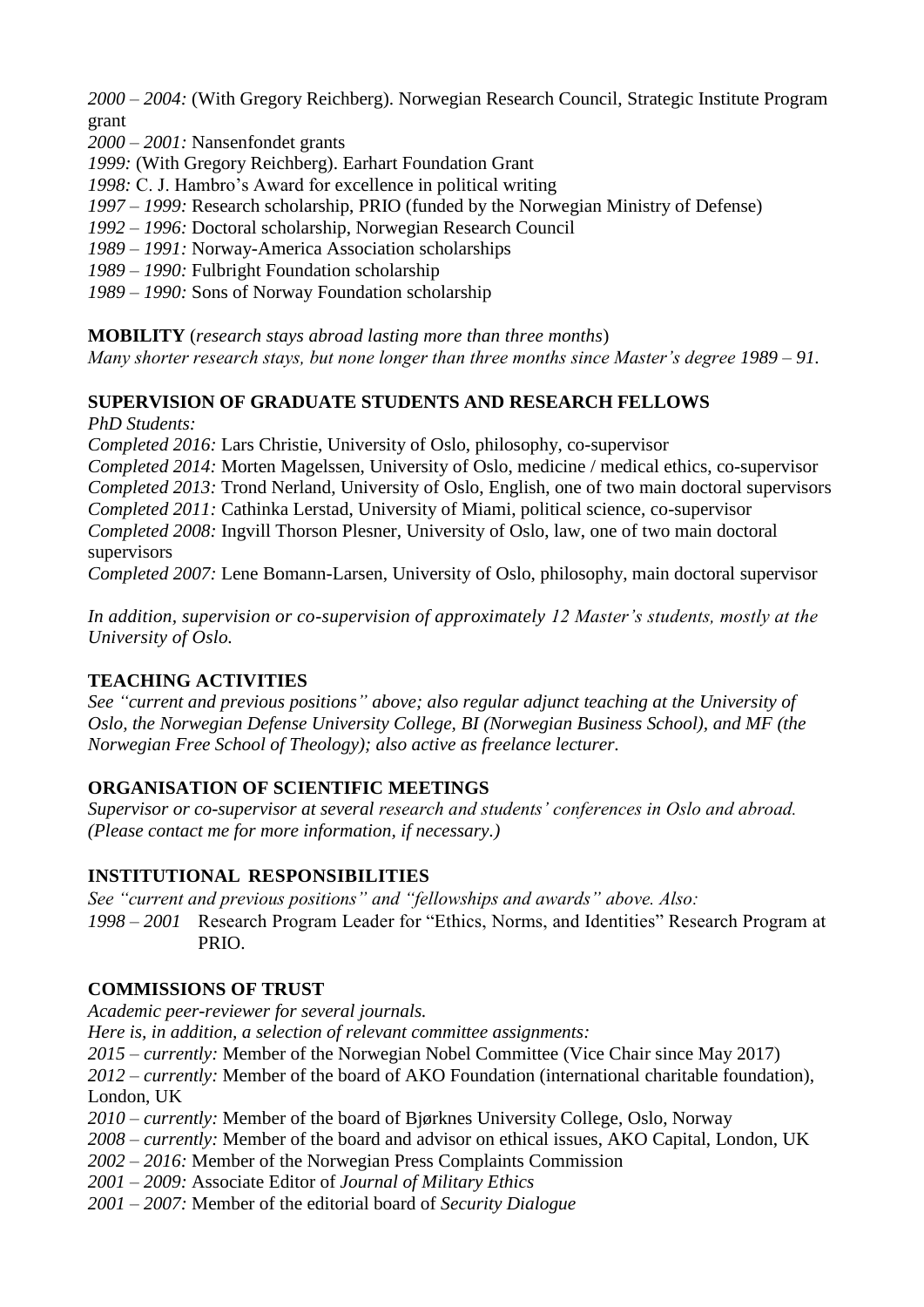*2000 – 2004:* (With Gregory Reichberg). Norwegian Research Council, Strategic Institute Program grant
*2000 – 2001:* Nansenfondet grants
*1999:* (With Gregory Reichberg). Earhart Foundation Grant
*1998:* C. J. Hambro's Award for excellence in political writing
*1997 – 1999:* Research scholarship, PRIO (funded by the Norwegian Ministry of Defense)
*1992 – 1996:* Doctoral scholarship, Norwegian Research Council
*1989 – 1991:* Norway-America Association scholarships
*1989 – 1990:* Fulbright Foundation scholarship
*1989 – 1990:* Sons of Norway Foundation scholarship

**MOBILITY** (*research stays abroad lasting more than three months*)
*Many shorter research stays, but none longer than three months since Master's degree 1989 – 91.*

**SUPERVISION OF GRADUATE STUDENTS AND RESEARCH FELLOWS**

*PhD Students:*
*Completed 2016:* Lars Christie, University of Oslo, philosophy, co-supervisor
*Completed 2014:* Morten Magelssen, University of Oslo, medicine / medical ethics, co-supervisor
*Completed 2013:* Trond Nerland, University of Oslo, English, one of two main doctoral supervisors
*Completed 2011:* Cathinka Lerstad, University of Miami, political science, co-supervisor
*Completed 2008:* Ingvill Thorson Plesner, University of Oslo, law, one of two main doctoral supervisors
*Completed 2007:* Lene Bomann-Larsen, University of Oslo, philosophy, main doctoral supervisor

*In addition, supervision or co-supervision of approximately 12 Master's students, mostly at the University of Oslo.*

**TEACHING ACTIVITIES**

*See "current and previous positions" above; also regular adjunct teaching at the University of Oslo, the Norwegian Defense University College, BI (Norwegian Business School), and MF (the Norwegian Free School of Theology); also active as freelance lecturer.*

**ORGANISATION OF SCIENTIFIC MEETINGS**

*Supervisor or co-supervisor at several research and students' conferences in Oslo and abroad. (Please contact me for more information, if necessary.)*

**INSTITUTIONAL RESPONSIBILITIES**

*See "current and previous positions" and "fellowships and awards" above. Also:*
*1998 – 2001* Research Program Leader for "Ethics, Norms, and Identities" Research Program at PRIO.

**COMMISSIONS OF TRUST**

*Academic peer-reviewer for several journals.*
*Here is, in addition, a selection of relevant committee assignments:*
*2015 – currently:* Member of the Norwegian Nobel Committee (Vice Chair since May 2017)
*2012 – currently:* Member of the board of AKO Foundation (international charitable foundation), London, UK
*2010 – currently:* Member of the board of Bjørknes University College, Oslo, Norway
*2008 – currently:* Member of the board and advisor on ethical issues, AKO Capital, London, UK
*2002 – 2016:* Member of the Norwegian Press Complaints Commission
*2001 – 2009:* Associate Editor of *Journal of Military Ethics*
*2001 – 2007:* Member of the editorial board of *Security Dialogue*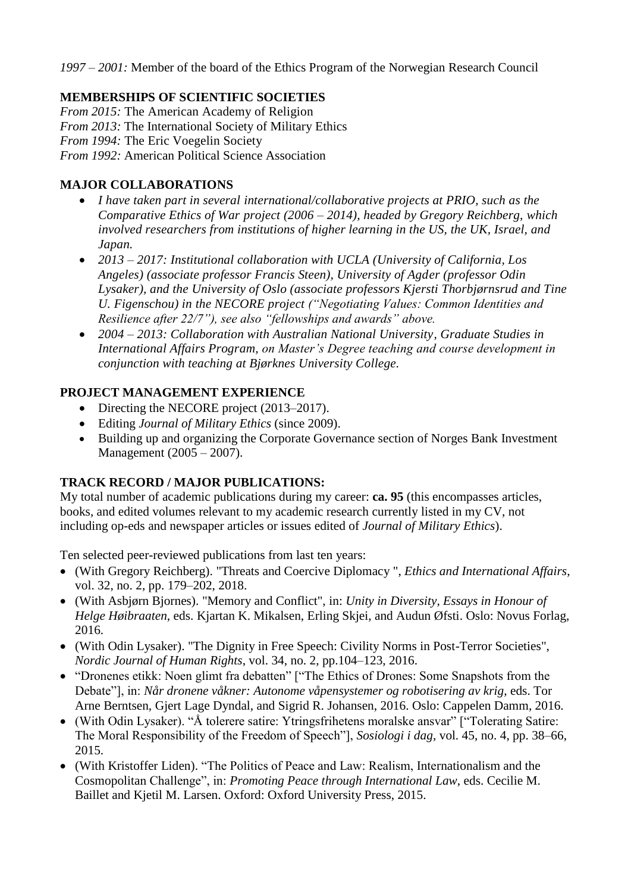*1997 – 2001:* Member of the board of the Ethics Program of the Norwegian Research Council

**MEMBERSHIPS OF SCIENTIFIC SOCIETIES**

*From 2015:* The American Academy of Religion
*From 2013:* The International Society of Military Ethics
*From 1994:* The Eric Voegelin Society
*From 1992:* American Political Science Association

**MAJOR COLLABORATIONS**

- *I have taken part in several international/collaborative projects at PRIO, such as the Comparative Ethics of War project (2006 – 2014), headed by Gregory Reichberg, which involved researchers from institutions of higher learning in the US, the UK, Israel, and Japan.*
- *2013 – 2017: Institutional collaboration with UCLA (University of California, Los Angeles) (associate professor Francis Steen), University of Agder (professor Odin Lysaker), and the University of Oslo (associate professors Kjersti Thorbjørnsrud and Tine U. Figenschou) in the NECORE project ("Negotiating Values: Common Identities and Resilience after 22/7"), see also "fellowships and awards" above.*
- *2004 – 2013: Collaboration with Australian National University, Graduate Studies in International Affairs Program, on Master's Degree teaching and course development in conjunction with teaching at Bjørknes University College.*

**PROJECT MANAGEMENT EXPERIENCE**

- Directing the NECORE project (2013–2017).
- Editing *Journal of Military Ethics* (since 2009).
- Building up and organizing the Corporate Governance section of Norges Bank Investment Management (2005 – 2007).

**TRACK RECORD / MAJOR PUBLICATIONS:**

My total number of academic publications during my career: **ca. 95** (this encompasses articles, books, and edited volumes relevant to my academic research currently listed in my CV, not including op-eds and newspaper articles or issues edited of *Journal of Military Ethics*).

Ten selected peer-reviewed publications from last ten years:

- (With Gregory Reichberg). "Threats and Coercive Diplomacy ", *Ethics and International Affairs*, vol. 32, no. 2, pp. 179–202, 2018.
- (With Asbjørn Bjornes). "Memory and Conflict", in: *Unity in Diversity, Essays in Honour of Helge Høibraaten*, eds. Kjartan K. Mikalsen, Erling Skjei, and Audun Øfsti. Oslo: Novus Forlag, 2016.
- (With Odin Lysaker). "The Dignity in Free Speech: Civility Norms in Post-Terror Societies", *Nordic Journal of Human Rights*, vol. 34, no. 2, pp.104–123, 2016.
- "Dronenes etikk: Noen glimt fra debatten" ["The Ethics of Drones: Some Snapshots from the Debate"], in: *Når dronene våkner: Autonome våpensystemer og robotisering av krig*, eds. Tor Arne Berntsen, Gjert Lage Dyndal, and Sigrid R. Johansen, 2016. Oslo: Cappelen Damm, 2016.
- (With Odin Lysaker). "Å tolerere satire: Ytringsfrihetens moralske ansvar" ["Tolerating Satire: The Moral Responsibility of the Freedom of Speech"], *Sosiologi i dag*, vol. 45, no. 4, pp. 38–66, 2015.
- (With Kristoffer Liden). "The Politics of Peace and Law: Realism, Internationalism and the Cosmopolitan Challenge", in: *Promoting Peace through International Law*, eds. Cecilie M. Baillet and Kjetil M. Larsen. Oxford: Oxford University Press, 2015.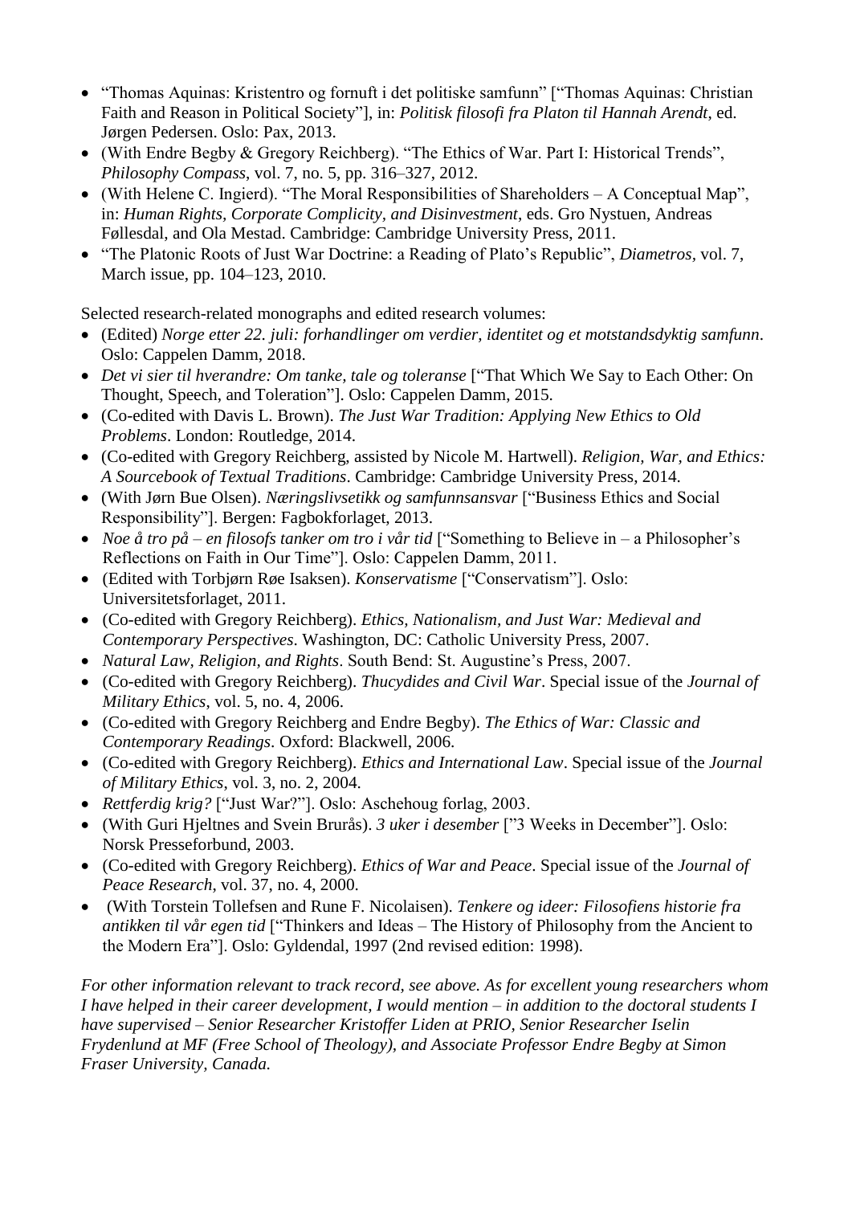- "Thomas Aquinas: Kristentro og fornuft i det politiske samfunn" ["Thomas Aquinas: Christian Faith and Reason in Political Society"], in: *Politisk filosofi fra Platon til Hannah Arendt*, ed. Jørgen Pedersen. Oslo: Pax, 2013.
- (With Endre Begby & Gregory Reichberg). "The Ethics of War. Part I: Historical Trends", *Philosophy Compass*, vol. 7, no. 5, pp. 316–327, 2012.
- (With Helene C. Ingierd). "The Moral Responsibilities of Shareholders – A Conceptual Map", in: *Human Rights, Corporate Complicity, and Disinvestment*, eds. Gro Nystuen, Andreas Føllesdal, and Ola Mestad. Cambridge: Cambridge University Press, 2011.
- "The Platonic Roots of Just War Doctrine: a Reading of Plato's Republic", *Diametros*, vol. 7, March issue, pp. 104–123, 2010.

Selected research-related monographs and edited research volumes:

- (Edited) *Norge etter 22. juli: forhandlinger om verdier, identitet og et motstandsdyktig samfunn*. Oslo: Cappelen Damm, 2018.
- *Det vi sier til hverandre: Om tanke, tale og toleranse* ["That Which We Say to Each Other: On Thought, Speech, and Toleration"]. Oslo: Cappelen Damm, 2015.
- (Co-edited with Davis L. Brown). *The Just War Tradition: Applying New Ethics to Old Problems*. London: Routledge, 2014.
- (Co-edited with Gregory Reichberg, assisted by Nicole M. Hartwell). *Religion, War, and Ethics: A Sourcebook of Textual Traditions*. Cambridge: Cambridge University Press, 2014.
- (With Jørn Bue Olsen). *Næringslivsetikk og samfunnsansvar* ["Business Ethics and Social Responsibility"]. Bergen: Fagbokforlaget, 2013.
- *Noe å tro på – en filosofs tanker om tro i vår tid* ["Something to Believe in – a Philosopher's Reflections on Faith in Our Time"]. Oslo: Cappelen Damm, 2011.
- (Edited with Torbjørn Røe Isaksen). *Konservatisme* ["Conservatism"]. Oslo: Universitetsforlaget, 2011.
- (Co-edited with Gregory Reichberg). *Ethics, Nationalism, and Just War: Medieval and Contemporary Perspectives*. Washington, DC: Catholic University Press, 2007.
- *Natural Law, Religion, and Rights*. South Bend: St. Augustine's Press, 2007.
- (Co-edited with Gregory Reichberg). *Thucydides and Civil War*. Special issue of the *Journal of Military Ethics*, vol. 5, no. 4, 2006.
- (Co-edited with Gregory Reichberg and Endre Begby). *The Ethics of War: Classic and Contemporary Readings*. Oxford: Blackwell, 2006.
- (Co-edited with Gregory Reichberg). *Ethics and International Law*. Special issue of the *Journal of Military Ethics*, vol. 3, no. 2, 2004.
- *Rettferdig krig?* ["Just War?"]. Oslo: Aschehoug forlag, 2003.
- (With Guri Hjeltnes and Svein Brurås). *3 uker i desember* ["3 Weeks in December"]. Oslo: Norsk Presseforbund, 2003.
- (Co-edited with Gregory Reichberg). *Ethics of War and Peace*. Special issue of the *Journal of Peace Research*, vol. 37, no. 4, 2000.
- (With Torstein Tollefsen and Rune F. Nicolaisen). *Tenkere og ideer: Filosofiens historie fra antikken til vår egen tid* ["Thinkers and Ideas – The History of Philosophy from the Ancient to the Modern Era"]. Oslo: Gyldendal, 1997 (2nd revised edition: 1998).

*For other information relevant to track record, see above. As for excellent young researchers whom I have helped in their career development, I would mention – in addition to the doctoral students I have supervised – Senior Researcher Kristoffer Liden at PRIO, Senior Researcher Iselin Frydenlund at MF (Free School of Theology), and Associate Professor Endre Begby at Simon Fraser University, Canada.*